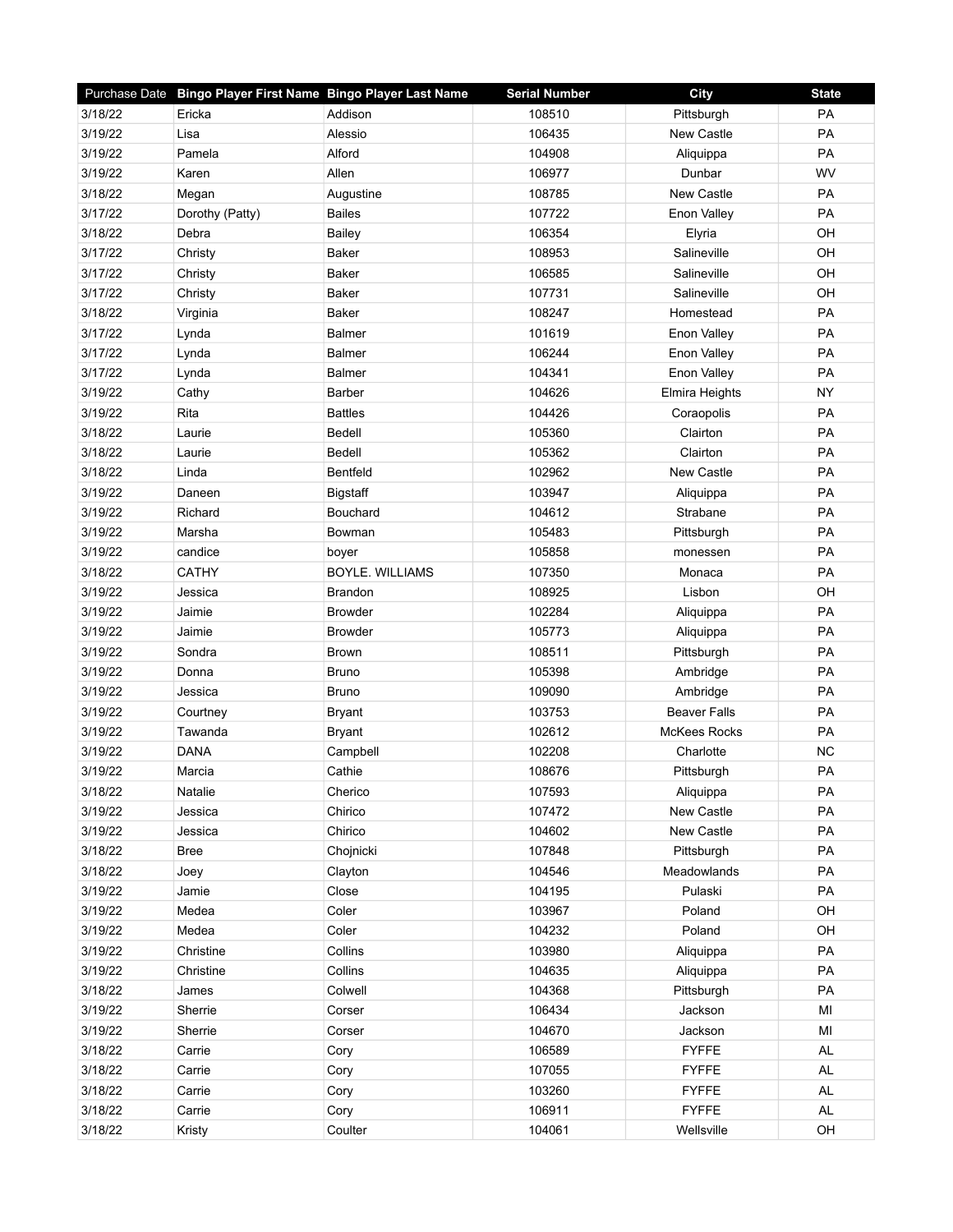| Purchase Date | Bingo Player First Name | Bingo Player Last Name | Serial Number | City | State |
|---|---|---|---|---|---|
| 3/18/22 | Ericka | Addison | 108510 | Pittsburgh | PA |
| 3/19/22 | Lisa | Alessio | 106435 | New Castle | PA |
| 3/19/22 | Pamela | Alford | 104908 | Aliquippa | PA |
| 3/19/22 | Karen | Allen | 106977 | Dunbar | WV |
| 3/18/22 | Megan | Augustine | 108785 | New Castle | PA |
| 3/17/22 | Dorothy (Patty) | Bailes | 107722 | Enon Valley | PA |
| 3/18/22 | Debra | Bailey | 106354 | Elyria | OH |
| 3/17/22 | Christy | Baker | 108953 | Salineville | OH |
| 3/17/22 | Christy | Baker | 106585 | Salineville | OH |
| 3/17/22 | Christy | Baker | 107731 | Salineville | OH |
| 3/18/22 | Virginia | Baker | 108247 | Homestead | PA |
| 3/17/22 | Lynda | Balmer | 101619 | Enon Valley | PA |
| 3/17/22 | Lynda | Balmer | 106244 | Enon Valley | PA |
| 3/17/22 | Lynda | Balmer | 104341 | Enon Valley | PA |
| 3/19/22 | Cathy | Barber | 104626 | Elmira Heights | NY |
| 3/19/22 | Rita | Battles | 104426 | Coraopolis | PA |
| 3/18/22 | Laurie | Bedell | 105360 | Clairton | PA |
| 3/18/22 | Laurie | Bedell | 105362 | Clairton | PA |
| 3/18/22 | Linda | Bentfeld | 102962 | New Castle | PA |
| 3/19/22 | Daneen | Bigstaff | 103947 | Aliquippa | PA |
| 3/19/22 | Richard | Bouchard | 104612 | Strabane | PA |
| 3/19/22 | Marsha | Bowman | 105483 | Pittsburgh | PA |
| 3/19/22 | candice | boyer | 105858 | monessen | PA |
| 3/18/22 | CATHY | BOYLE. WILLIAMS | 107350 | Monaca | PA |
| 3/19/22 | Jessica | Brandon | 108925 | Lisbon | OH |
| 3/19/22 | Jaimie | Browder | 102284 | Aliquippa | PA |
| 3/19/22 | Jaimie | Browder | 105773 | Aliquippa | PA |
| 3/19/22 | Sondra | Brown | 108511 | Pittsburgh | PA |
| 3/19/22 | Donna | Bruno | 105398 | Ambridge | PA |
| 3/19/22 | Jessica | Bruno | 109090 | Ambridge | PA |
| 3/19/22 | Courtney | Bryant | 103753 | Beaver Falls | PA |
| 3/19/22 | Tawanda | Bryant | 102612 | McKees Rocks | PA |
| 3/19/22 | DANA | Campbell | 102208 | Charlotte | NC |
| 3/19/22 | Marcia | Cathie | 108676 | Pittsburgh | PA |
| 3/18/22 | Natalie | Cherico | 107593 | Aliquippa | PA |
| 3/19/22 | Jessica | Chirico | 107472 | New Castle | PA |
| 3/19/22 | Jessica | Chirico | 104602 | New Castle | PA |
| 3/18/22 | Bree | Chojnicki | 107848 | Pittsburgh | PA |
| 3/18/22 | Joey | Clayton | 104546 | Meadowlands | PA |
| 3/19/22 | Jamie | Close | 104195 | Pulaski | PA |
| 3/19/22 | Medea | Coler | 103967 | Poland | OH |
| 3/19/22 | Medea | Coler | 104232 | Poland | OH |
| 3/19/22 | Christine | Collins | 103980 | Aliquippa | PA |
| 3/19/22 | Christine | Collins | 104635 | Aliquippa | PA |
| 3/18/22 | James | Colwell | 104368 | Pittsburgh | PA |
| 3/19/22 | Sherrie | Corser | 106434 | Jackson | MI |
| 3/19/22 | Sherrie | Corser | 104670 | Jackson | MI |
| 3/18/22 | Carrie | Cory | 106589 | FYFFE | AL |
| 3/18/22 | Carrie | Cory | 107055 | FYFFE | AL |
| 3/18/22 | Carrie | Cory | 103260 | FYFFE | AL |
| 3/18/22 | Carrie | Cory | 106911 | FYFFE | AL |
| 3/18/22 | Kristy | Coulter | 104061 | Wellsville | OH |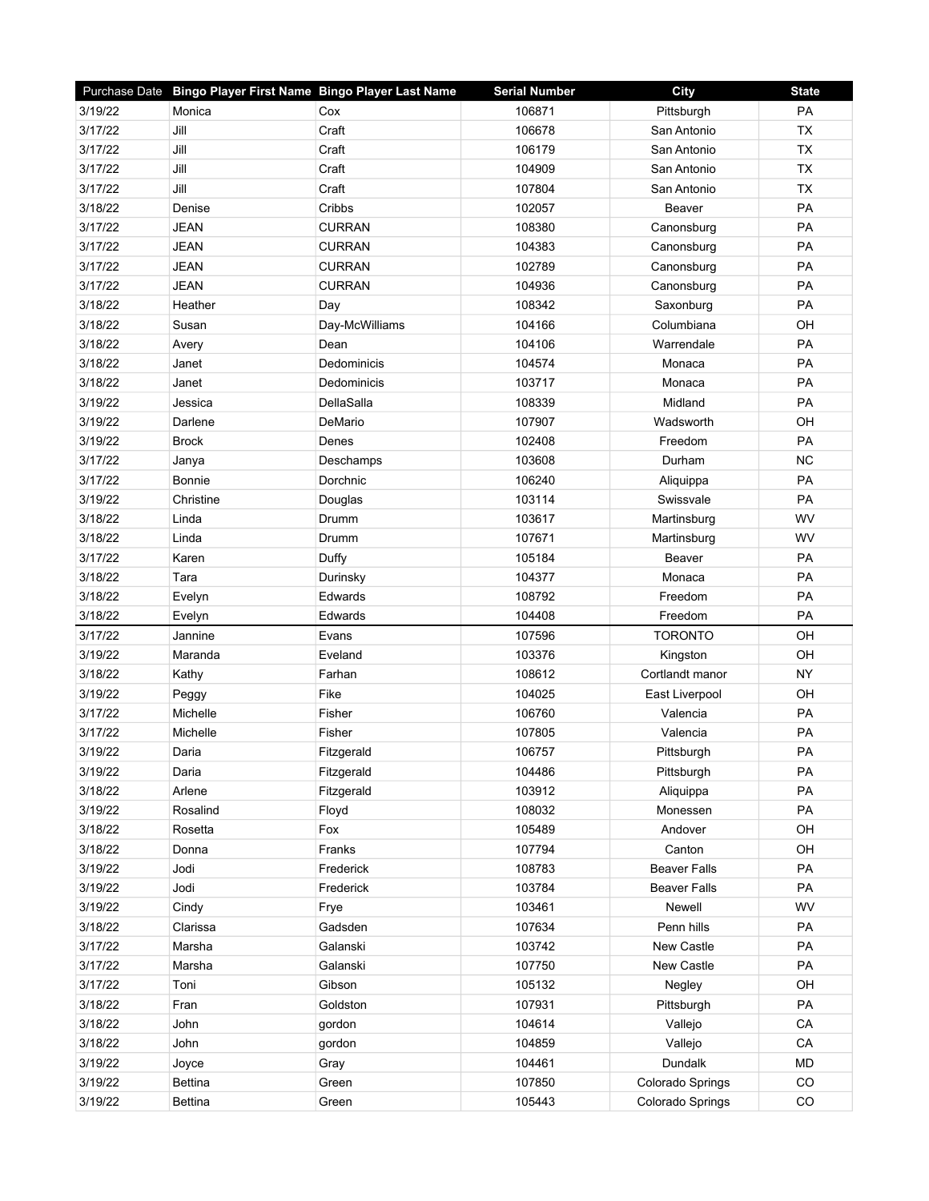| Purchase Date | Bingo Player First Name | Bingo Player Last Name | Serial Number | City | State |
|---|---|---|---|---|---|
| 3/19/22 | Monica | Cox | 106871 | Pittsburgh | PA |
| 3/17/22 | Jill | Craft | 106678 | San Antonio | TX |
| 3/17/22 | Jill | Craft | 106179 | San Antonio | TX |
| 3/17/22 | Jill | Craft | 104909 | San Antonio | TX |
| 3/17/22 | Jill | Craft | 107804 | San Antonio | TX |
| 3/18/22 | Denise | Cribbs | 102057 | Beaver | PA |
| 3/17/22 | JEAN | CURRAN | 108380 | Canonsburg | PA |
| 3/17/22 | JEAN | CURRAN | 104383 | Canonsburg | PA |
| 3/17/22 | JEAN | CURRAN | 102789 | Canonsburg | PA |
| 3/17/22 | JEAN | CURRAN | 104936 | Canonsburg | PA |
| 3/18/22 | Heather | Day | 108342 | Saxonburg | PA |
| 3/18/22 | Susan | Day-McWilliams | 104166 | Columbiana | OH |
| 3/18/22 | Avery | Dean | 104106 | Warrendale | PA |
| 3/18/22 | Janet | Dedominicis | 104574 | Monaca | PA |
| 3/18/22 | Janet | Dedominicis | 103717 | Monaca | PA |
| 3/19/22 | Jessica | DellaSalla | 108339 | Midland | PA |
| 3/19/22 | Darlene | DeMario | 107907 | Wadsworth | OH |
| 3/19/22 | Brock | Denes | 102408 | Freedom | PA |
| 3/17/22 | Janya | Deschamps | 103608 | Durham | NC |
| 3/17/22 | Bonnie | Dorchnic | 106240 | Aliquippa | PA |
| 3/19/22 | Christine | Douglas | 103114 | Swissvale | PA |
| 3/18/22 | Linda | Drumm | 103617 | Martinsburg | WV |
| 3/18/22 | Linda | Drumm | 107671 | Martinsburg | WV |
| 3/17/22 | Karen | Duffy | 105184 | Beaver | PA |
| 3/18/22 | Tara | Durinsky | 104377 | Monaca | PA |
| 3/18/22 | Evelyn | Edwards | 108792 | Freedom | PA |
| 3/18/22 | Evelyn | Edwards | 104408 | Freedom | PA |
| 3/17/22 | Jannine | Evans | 107596 | TORONTO | OH |
| 3/19/22 | Maranda | Eveland | 103376 | Kingston | OH |
| 3/18/22 | Kathy | Farhan | 108612 | Cortlandt manor | NY |
| 3/19/22 | Peggy | Fike | 104025 | East Liverpool | OH |
| 3/17/22 | Michelle | Fisher | 106760 | Valencia | PA |
| 3/17/22 | Michelle | Fisher | 107805 | Valencia | PA |
| 3/19/22 | Daria | Fitzgerald | 106757 | Pittsburgh | PA |
| 3/19/22 | Daria | Fitzgerald | 104486 | Pittsburgh | PA |
| 3/18/22 | Arlene | Fitzgerald | 103912 | Aliquippa | PA |
| 3/19/22 | Rosalind | Floyd | 108032 | Monessen | PA |
| 3/18/22 | Rosetta | Fox | 105489 | Andover | OH |
| 3/18/22 | Donna | Franks | 107794 | Canton | OH |
| 3/19/22 | Jodi | Frederick | 108783 | Beaver Falls | PA |
| 3/19/22 | Jodi | Frederick | 103784 | Beaver Falls | PA |
| 3/19/22 | Cindy | Frye | 103461 | Newell | WV |
| 3/18/22 | Clarissa | Gadsden | 107634 | Penn hills | PA |
| 3/17/22 | Marsha | Galanski | 103742 | New Castle | PA |
| 3/17/22 | Marsha | Galanski | 107750 | New Castle | PA |
| 3/17/22 | Toni | Gibson | 105132 | Negley | OH |
| 3/18/22 | Fran | Goldston | 107931 | Pittsburgh | PA |
| 3/18/22 | John | gordon | 104614 | Vallejo | CA |
| 3/18/22 | John | gordon | 104859 | Vallejo | CA |
| 3/19/22 | Joyce | Gray | 104461 | Dundalk | MD |
| 3/19/22 | Bettina | Green | 107850 | Colorado Springs | CO |
| 3/19/22 | Bettina | Green | 105443 | Colorado Springs | CO |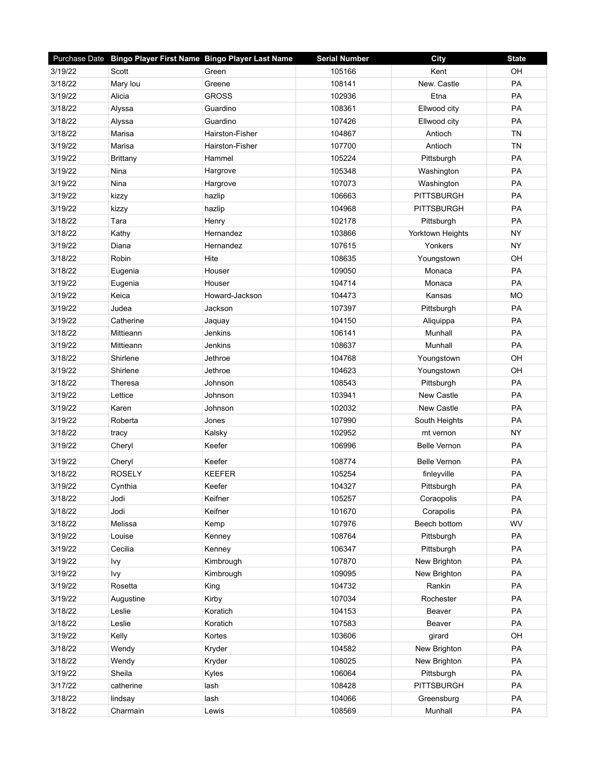| Purchase Date | Bingo Player First Name | Bingo Player Last Name | Serial Number | City | State |
|---|---|---|---|---|---|
| 3/19/22 | Scott | Green | 105166 | Kent | OH |
| 3/18/22 | Mary lou | Greene | 108141 | New. Castle | PA |
| 3/19/22 | Alicia | GROSS | 102936 | Etna | PA |
| 3/18/22 | Alyssa | Guardino | 108361 | Ellwood city | PA |
| 3/18/22 | Alyssa | Guardino | 107426 | Ellwood city | PA |
| 3/18/22 | Marisa | Hairston-Fisher | 104867 | Antioch | TN |
| 3/19/22 | Marisa | Hairston-Fisher | 107700 | Antioch | TN |
| 3/19/22 | Brittany | Hammel | 105224 | Pittsburgh | PA |
| 3/19/22 | Nina | Hargrove | 105348 | Washington | PA |
| 3/19/22 | Nina | Hargrove | 107073 | Washington | PA |
| 3/19/22 | kizzy | hazlip | 106663 | PITTSBURGH | PA |
| 3/19/22 | kizzy | hazlip | 104968 | PITTSBURGH | PA |
| 3/18/22 | Tara | Henry | 102178 | Pittsburgh | PA |
| 3/18/22 | Kathy | Hernandez | 103866 | Yorktown Heights | NY |
| 3/19/22 | Diana | Hernandez | 107615 | Yonkers | NY |
| 3/18/22 | Robin | Hite | 108635 | Youngstown | OH |
| 3/18/22 | Eugenia | Houser | 109050 | Monaca | PA |
| 3/19/22 | Eugenia | Houser | 104714 | Monaca | PA |
| 3/19/22 | Keica | Howard-Jackson | 104473 | Kansas | MO |
| 3/19/22 | Judea | Jackson | 107397 | Pittsburgh | PA |
| 3/19/22 | Catherine | Jaquay | 104150 | Aliquippa | PA |
| 3/18/22 | Mittieann | Jenkins | 106141 | Munhall | PA |
| 3/19/22 | Mittieann | Jenkins | 108637 | Munhall | PA |
| 3/18/22 | Shirlene | Jethroe | 104768 | Youngstown | OH |
| 3/19/22 | Shirlene | Jethroe | 104623 | Youngstown | OH |
| 3/18/22 | Theresa | Johnson | 108543 | Pittsburgh | PA |
| 3/19/22 | Lettice | Johnson | 103941 | New Castle | PA |
| 3/19/22 | Karen | Johnson | 102032 | New Castle | PA |
| 3/19/22 | Roberta | Jones | 107990 | South Heights | PA |
| 3/18/22 | tracy | Kalsky | 102952 | mt vernon | NY |
| 3/19/22 | Cheryl | Keefer | 106996 | Belle Vernon | PA |
| 3/19/22 | Cheryl | Keefer | 108774 | Belle Vernon | PA |
| 3/18/22 | ROSELY | KEEFER | 105254 | finleyville | PA |
| 3/19/22 | Cynthia | Keefer | 104327 | Pittsburgh | PA |
| 3/18/22 | Jodi | Keifner | 105257 | Coraopolis | PA |
| 3/18/22 | Jodi | Keifner | 101670 | Corapolis | PA |
| 3/18/22 | Melissa | Kemp | 107976 | Beech bottom | WV |
| 3/19/22 | Louise | Kenney | 108764 | Pittsburgh | PA |
| 3/19/22 | Cecilia | Kenney | 106347 | Pittsburgh | PA |
| 3/19/22 | Ivy | Kimbrough | 107870 | New Brighton | PA |
| 3/19/22 | Ivy | Kimbrough | 109095 | New Brighton | PA |
| 3/19/22 | Rosetta | King | 104732 | Rankin | PA |
| 3/19/22 | Augustine | Kirby | 107034 | Rochester | PA |
| 3/18/22 | Leslie | Koratich | 104153 | Beaver | PA |
| 3/18/22 | Leslie | Koratich | 107583 | Beaver | PA |
| 3/19/22 | Kelly | Kortes | 103606 | girard | OH |
| 3/18/22 | Wendy | Kryder | 104582 | New Brighton | PA |
| 3/18/22 | Wendy | Kryder | 108025 | New Brighton | PA |
| 3/19/22 | Sheila | Kyles | 106064 | Pittsburgh | PA |
| 3/17/22 | catherine | lash | 108428 | PITTSBURGH | PA |
| 3/18/22 | lindsay | lash | 104066 | Greensburg | PA |
| 3/18/22 | Charmain | Lewis | 108569 | Munhall | PA |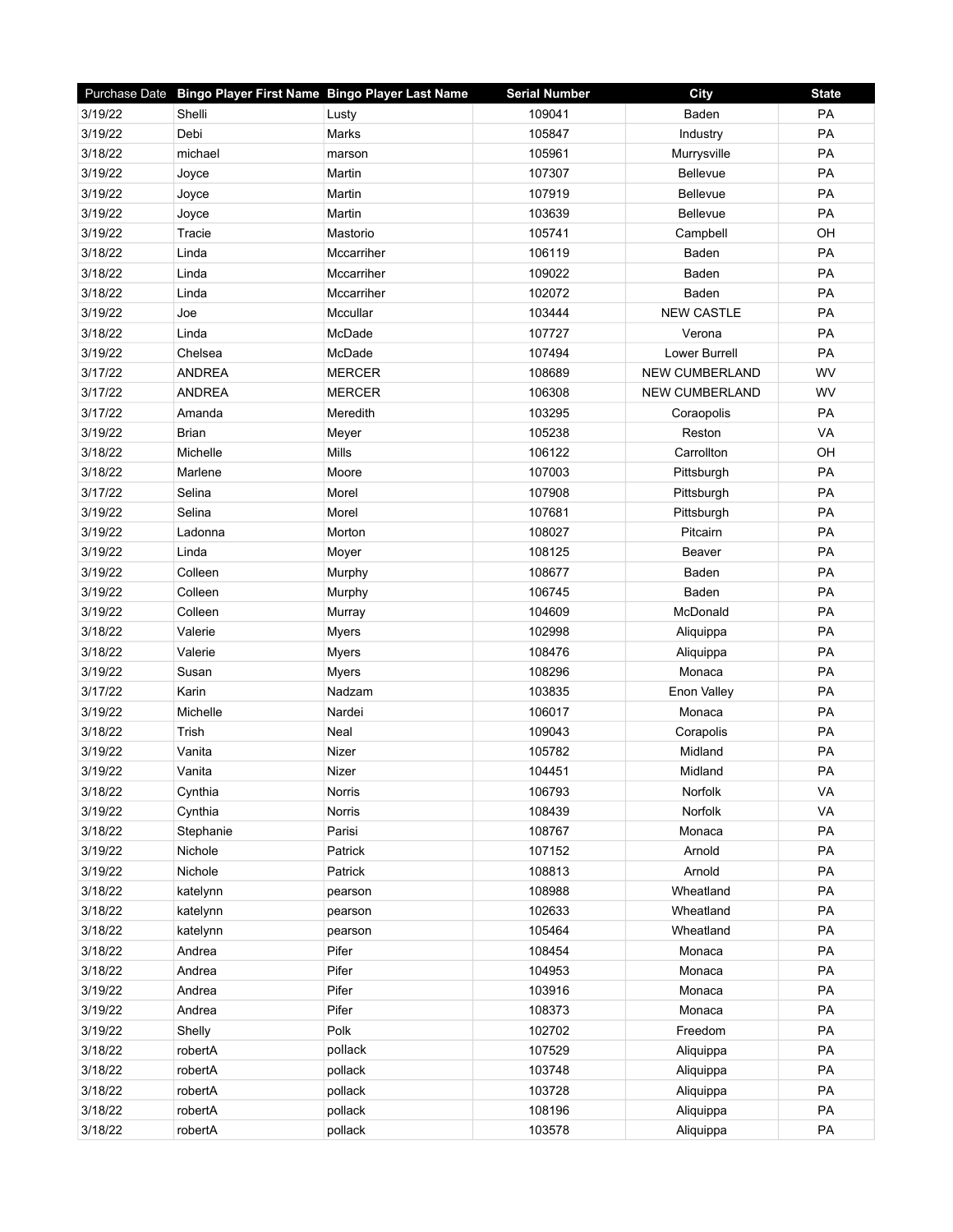| Purchase Date | Bingo Player First Name | Bingo Player Last Name | Serial Number | City | State |
|---|---|---|---|---|---|
| 3/19/22 | Shelli | Lusty | 109041 | Baden | PA |
| 3/19/22 | Debi | Marks | 105847 | Industry | PA |
| 3/18/22 | michael | marson | 105961 | Murrysville | PA |
| 3/19/22 | Joyce | Martin | 107307 | Bellevue | PA |
| 3/19/22 | Joyce | Martin | 107919 | Bellevue | PA |
| 3/19/22 | Joyce | Martin | 103639 | Bellevue | PA |
| 3/19/22 | Tracie | Mastorio | 105741 | Campbell | OH |
| 3/18/22 | Linda | Mccarriher | 106119 | Baden | PA |
| 3/18/22 | Linda | Mccarriher | 109022 | Baden | PA |
| 3/18/22 | Linda | Mccarriher | 102072 | Baden | PA |
| 3/19/22 | Joe | Mccullar | 103444 | NEW CASTLE | PA |
| 3/18/22 | Linda | McDade | 107727 | Verona | PA |
| 3/19/22 | Chelsea | McDade | 107494 | Lower Burrell | PA |
| 3/17/22 | ANDREA | MERCER | 108689 | NEW CUMBERLAND | WV |
| 3/17/22 | ANDREA | MERCER | 106308 | NEW CUMBERLAND | WV |
| 3/17/22 | Amanda | Meredith | 103295 | Coraopolis | PA |
| 3/19/22 | Brian | Meyer | 105238 | Reston | VA |
| 3/18/22 | Michelle | Mills | 106122 | Carrollton | OH |
| 3/18/22 | Marlene | Moore | 107003 | Pittsburgh | PA |
| 3/17/22 | Selina | Morel | 107908 | Pittsburgh | PA |
| 3/19/22 | Selina | Morel | 107681 | Pittsburgh | PA |
| 3/19/22 | Ladonna | Morton | 108027 | Pitcairn | PA |
| 3/19/22 | Linda | Moyer | 108125 | Beaver | PA |
| 3/19/22 | Colleen | Murphy | 108677 | Baden | PA |
| 3/19/22 | Colleen | Murphy | 106745 | Baden | PA |
| 3/19/22 | Colleen | Murray | 104609 | McDonald | PA |
| 3/18/22 | Valerie | Myers | 102998 | Aliquippa | PA |
| 3/18/22 | Valerie | Myers | 108476 | Aliquippa | PA |
| 3/19/22 | Susan | Myers | 108296 | Monaca | PA |
| 3/17/22 | Karin | Nadzam | 103835 | Enon Valley | PA |
| 3/19/22 | Michelle | Nardei | 106017 | Monaca | PA |
| 3/18/22 | Trish | Neal | 109043 | Corapolis | PA |
| 3/19/22 | Vanita | Nizer | 105782 | Midland | PA |
| 3/19/22 | Vanita | Nizer | 104451 | Midland | PA |
| 3/18/22 | Cynthia | Norris | 106793 | Norfolk | VA |
| 3/19/22 | Cynthia | Norris | 108439 | Norfolk | VA |
| 3/18/22 | Stephanie | Parisi | 108767 | Monaca | PA |
| 3/19/22 | Nichole | Patrick | 107152 | Arnold | PA |
| 3/19/22 | Nichole | Patrick | 108813 | Arnold | PA |
| 3/18/22 | katelynn | pearson | 108988 | Wheatland | PA |
| 3/18/22 | katelynn | pearson | 102633 | Wheatland | PA |
| 3/18/22 | katelynn | pearson | 105464 | Wheatland | PA |
| 3/18/22 | Andrea | Pifer | 108454 | Monaca | PA |
| 3/18/22 | Andrea | Pifer | 104953 | Monaca | PA |
| 3/19/22 | Andrea | Pifer | 103916 | Monaca | PA |
| 3/19/22 | Andrea | Pifer | 108373 | Monaca | PA |
| 3/19/22 | Shelly | Polk | 102702 | Freedom | PA |
| 3/18/22 | robertA | pollack | 107529 | Aliquippa | PA |
| 3/18/22 | robertA | pollack | 103748 | Aliquippa | PA |
| 3/18/22 | robertA | pollack | 103728 | Aliquippa | PA |
| 3/18/22 | robertA | pollack | 108196 | Aliquippa | PA |
| 3/18/22 | robertA | pollack | 103578 | Aliquippa | PA |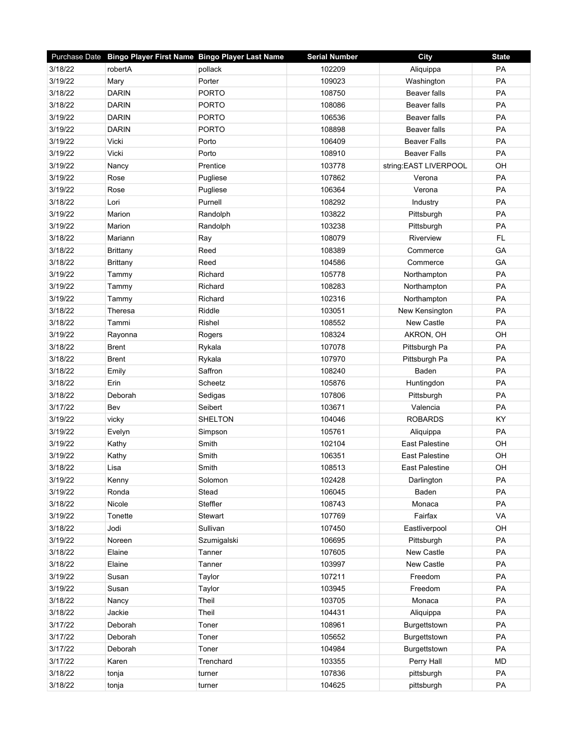| Purchase Date | Bingo Player First Name | Bingo Player Last Name | Serial Number | City | State |
|---|---|---|---|---|---|
| 3/18/22 | robertA | pollack | 102209 | Aliquippa | PA |
| 3/19/22 | Mary | Porter | 109023 | Washington | PA |
| 3/18/22 | DARIN | PORTO | 108750 | Beaver falls | PA |
| 3/18/22 | DARIN | PORTO | 108086 | Beaver falls | PA |
| 3/19/22 | DARIN | PORTO | 106536 | Beaver falls | PA |
| 3/19/22 | DARIN | PORTO | 108898 | Beaver falls | PA |
| 3/19/22 | Vicki | Porto | 106409 | Beaver Falls | PA |
| 3/19/22 | Vicki | Porto | 108910 | Beaver Falls | PA |
| 3/19/22 | Nancy | Prentice | 103778 | string:EAST LIVERPOOL | OH |
| 3/19/22 | Rose | Pugliese | 107862 | Verona | PA |
| 3/19/22 | Rose | Pugliese | 106364 | Verona | PA |
| 3/18/22 | Lori | Purnell | 108292 | Industry | PA |
| 3/19/22 | Marion | Randolph | 103822 | Pittsburgh | PA |
| 3/19/22 | Marion | Randolph | 103238 | Pittsburgh | PA |
| 3/18/22 | Mariann | Ray | 108079 | Riverview | FL |
| 3/18/22 | Brittany | Reed | 108389 | Commerce | GA |
| 3/18/22 | Brittany | Reed | 104586 | Commerce | GA |
| 3/19/22 | Tammy | Richard | 105778 | Northampton | PA |
| 3/19/22 | Tammy | Richard | 108283 | Northampton | PA |
| 3/19/22 | Tammy | Richard | 102316 | Northampton | PA |
| 3/18/22 | Theresa | Riddle | 103051 | New Kensington | PA |
| 3/18/22 | Tammi | Rishel | 108552 | New Castle | PA |
| 3/19/22 | Rayonna | Rogers | 108324 | AKRON, OH | OH |
| 3/18/22 | Brent | Rykala | 107078 | Pittsburgh Pa | PA |
| 3/18/22 | Brent | Rykala | 107970 | Pittsburgh Pa | PA |
| 3/18/22 | Emily | Saffron | 108240 | Baden | PA |
| 3/18/22 | Erin | Scheetz | 105876 | Huntingdon | PA |
| 3/18/22 | Deborah | Sedigas | 107806 | Pittsburgh | PA |
| 3/17/22 | Bev | Seibert | 103671 | Valencia | PA |
| 3/19/22 | vicky | SHELTON | 104046 | ROBARDS | KY |
| 3/19/22 | Evelyn | Simpson | 105761 | Aliquippa | PA |
| 3/19/22 | Kathy | Smith | 102104 | East Palestine | OH |
| 3/19/22 | Kathy | Smith | 106351 | East Palestine | OH |
| 3/18/22 | Lisa | Smith | 108513 | East Palestine | OH |
| 3/19/22 | Kenny | Solomon | 102428 | Darlington | PA |
| 3/19/22 | Ronda | Stead | 106045 | Baden | PA |
| 3/18/22 | Nicole | Steffler | 108743 | Monaca | PA |
| 3/19/22 | Tonette | Stewart | 107769 | Fairfax | VA |
| 3/18/22 | Jodi | Sullivan | 107450 | Eastliverpool | OH |
| 3/19/22 | Noreen | Szumigalski | 106695 | Pittsburgh | PA |
| 3/18/22 | Elaine | Tanner | 107605 | New Castle | PA |
| 3/18/22 | Elaine | Tanner | 103997 | New Castle | PA |
| 3/19/22 | Susan | Taylor | 107211 | Freedom | PA |
| 3/19/22 | Susan | Taylor | 103945 | Freedom | PA |
| 3/18/22 | Nancy | Theil | 103705 | Monaca | PA |
| 3/18/22 | Jackie | Theil | 104431 | Aliquippa | PA |
| 3/17/22 | Deborah | Toner | 108961 | Burgettstown | PA |
| 3/17/22 | Deborah | Toner | 105652 | Burgettstown | PA |
| 3/17/22 | Deborah | Toner | 104984 | Burgettstown | PA |
| 3/17/22 | Karen | Trenchard | 103355 | Perry Hall | MD |
| 3/18/22 | tonja | turner | 107836 | pittsburgh | PA |
| 3/18/22 | tonja | turner | 104625 | pittsburgh | PA |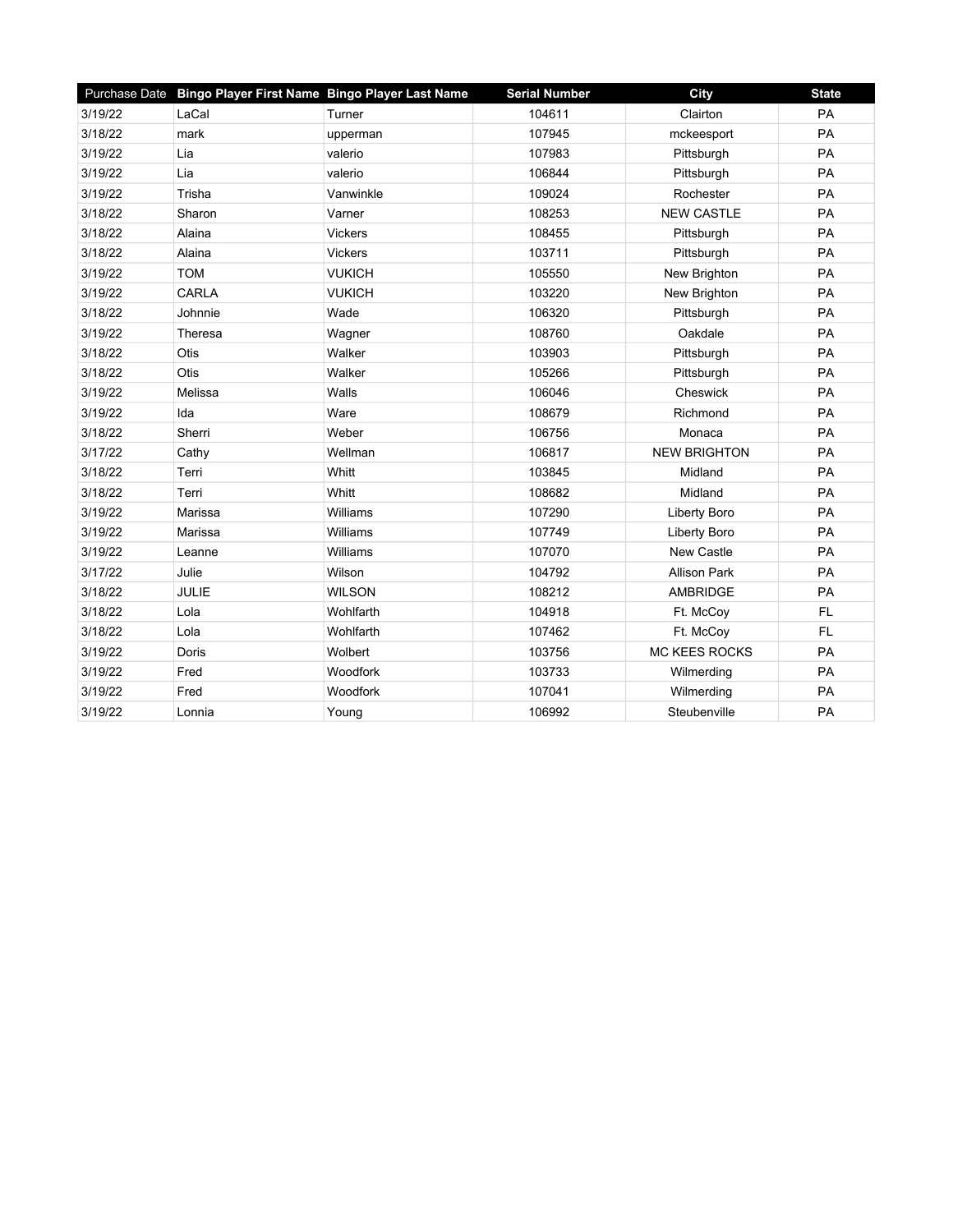| Purchase Date | Bingo Player First Name | Bingo Player Last Name | Serial Number | City | State |
|---|---|---|---|---|---|
| 3/19/22 | LaCal | Turner | 104611 | Clairton | PA |
| 3/18/22 | mark | upperman | 107945 | mckeesport | PA |
| 3/19/22 | Lia | valerio | 107983 | Pittsburgh | PA |
| 3/19/22 | Lia | valerio | 106844 | Pittsburgh | PA |
| 3/19/22 | Trisha | Vanwinkle | 109024 | Rochester | PA |
| 3/18/22 | Sharon | Varner | 108253 | NEW CASTLE | PA |
| 3/18/22 | Alaina | Vickers | 108455 | Pittsburgh | PA |
| 3/18/22 | Alaina | Vickers | 103711 | Pittsburgh | PA |
| 3/19/22 | TOM | VUKICH | 105550 | New Brighton | PA |
| 3/19/22 | CARLA | VUKICH | 103220 | New Brighton | PA |
| 3/18/22 | Johnnie | Wade | 106320 | Pittsburgh | PA |
| 3/19/22 | Theresa | Wagner | 108760 | Oakdale | PA |
| 3/18/22 | Otis | Walker | 103903 | Pittsburgh | PA |
| 3/18/22 | Otis | Walker | 105266 | Pittsburgh | PA |
| 3/19/22 | Melissa | Walls | 106046 | Cheswick | PA |
| 3/19/22 | Ida | Ware | 108679 | Richmond | PA |
| 3/18/22 | Sherri | Weber | 106756 | Monaca | PA |
| 3/17/22 | Cathy | Wellman | 106817 | NEW BRIGHTON | PA |
| 3/18/22 | Terri | Whitt | 103845 | Midland | PA |
| 3/18/22 | Terri | Whitt | 108682 | Midland | PA |
| 3/19/22 | Marissa | Williams | 107290 | Liberty Boro | PA |
| 3/19/22 | Marissa | Williams | 107749 | Liberty Boro | PA |
| 3/19/22 | Leanne | Williams | 107070 | New Castle | PA |
| 3/17/22 | Julie | Wilson | 104792 | Allison Park | PA |
| 3/18/22 | JULIE | WILSON | 108212 | AMBRIDGE | PA |
| 3/18/22 | Lola | Wohlfarth | 104918 | Ft. McCoy | FL |
| 3/18/22 | Lola | Wohlfarth | 107462 | Ft. McCoy | FL |
| 3/19/22 | Doris | Wolbert | 103756 | MC KEES ROCKS | PA |
| 3/19/22 | Fred | Woodfork | 103733 | Wilmerding | PA |
| 3/19/22 | Fred | Woodfork | 107041 | Wilmerding | PA |
| 3/19/22 | Lonnia | Young | 106992 | Steubenville | PA |